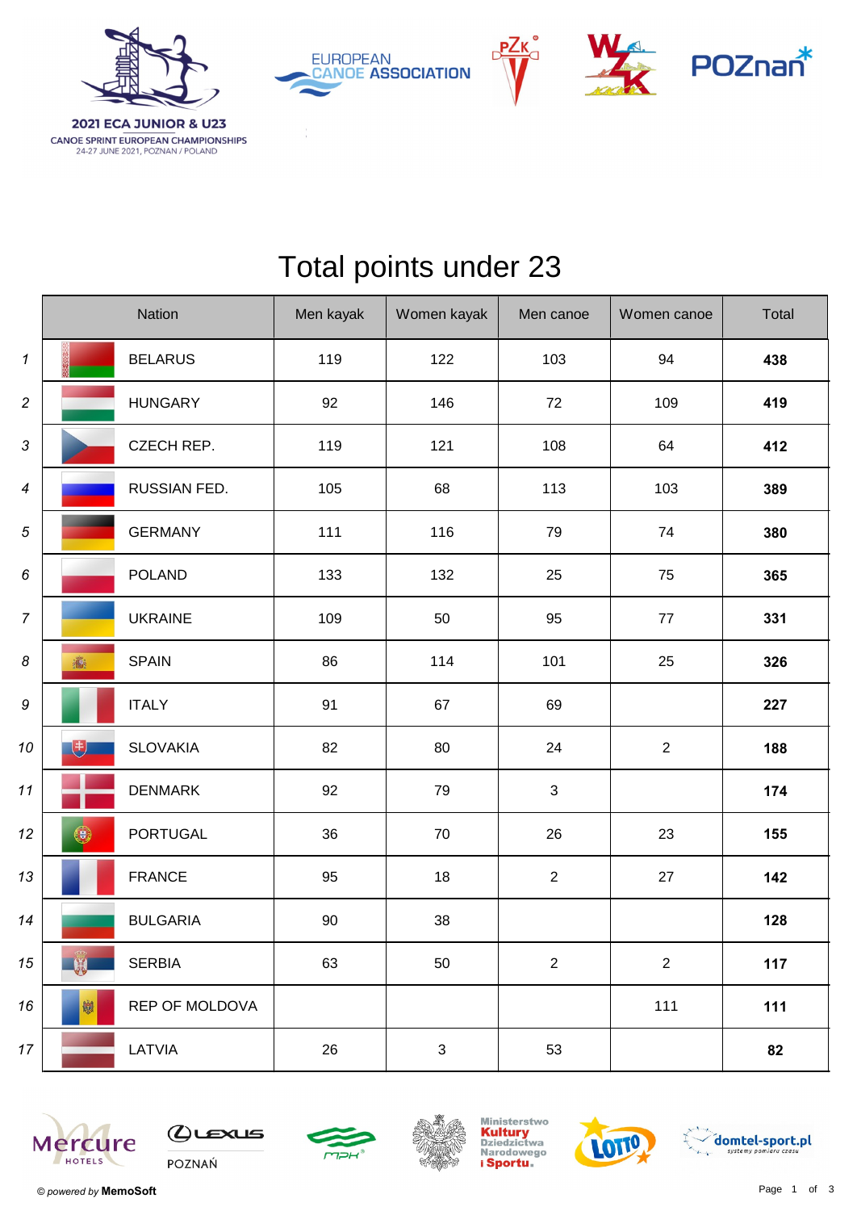2021 ECA JUNIOR & U23
CANOE SPRINT EUROPEAN CHAMPIONSHIPS
24-27 JUNE 2021, POZNAN / POLAND

# Total points under 23

| | Nation | Men kayak | Women kayak | Men canoe | Women canoe | Total |
|---|---|---|---|---|---|---|
| 1 | BELARUS | 119 | 122 | 103 | 94 | **438** |
| 2 | HUNGARY | 92 | 146 | 72 | 109 | **419** |
| 3 | CZECH REP. | 119 | 121 | 108 | 64 | **412** |
| 4 | RUSSIAN FED. | 105 | 68 | 113 | 103 | **389** |
| 5 | GERMANY | 111 | 116 | 79 | 74 | **380** |
| 6 | POLAND | 133 | 132 | 25 | 75 | **365** |
| 7 | UKRAINE | 109 | 50 | 95 | 77 | **331** |
| 8 | SPAIN | 86 | 114 | 101 | 25 | **326** |
| 9 | ITALY | 91 | 67 | 69 | | **227** |
| 10 | SLOVAKIA | 82 | 80 | 24 | 2 | **188** |
| 11 | DENMARK | 92 | 79 | 3 | | **174** |
| 12 | PORTUGAL | 36 | 70 | 26 | 23 | **155** |
| 13 | FRANCE | 95 | 18 | 2 | 27 | **142** |
| 14 | BULGARIA | 90 | 38 | | | **128** |
| 15 | SERBIA | 63 | 50 | 2 | 2 | **117** |
| 16 | REP OF MOLDOVA | | | | 111 | **111** |
| 17 | LATVIA | 26 | 3 | 53 | | **82** |

© *powered by* **MemoSoft**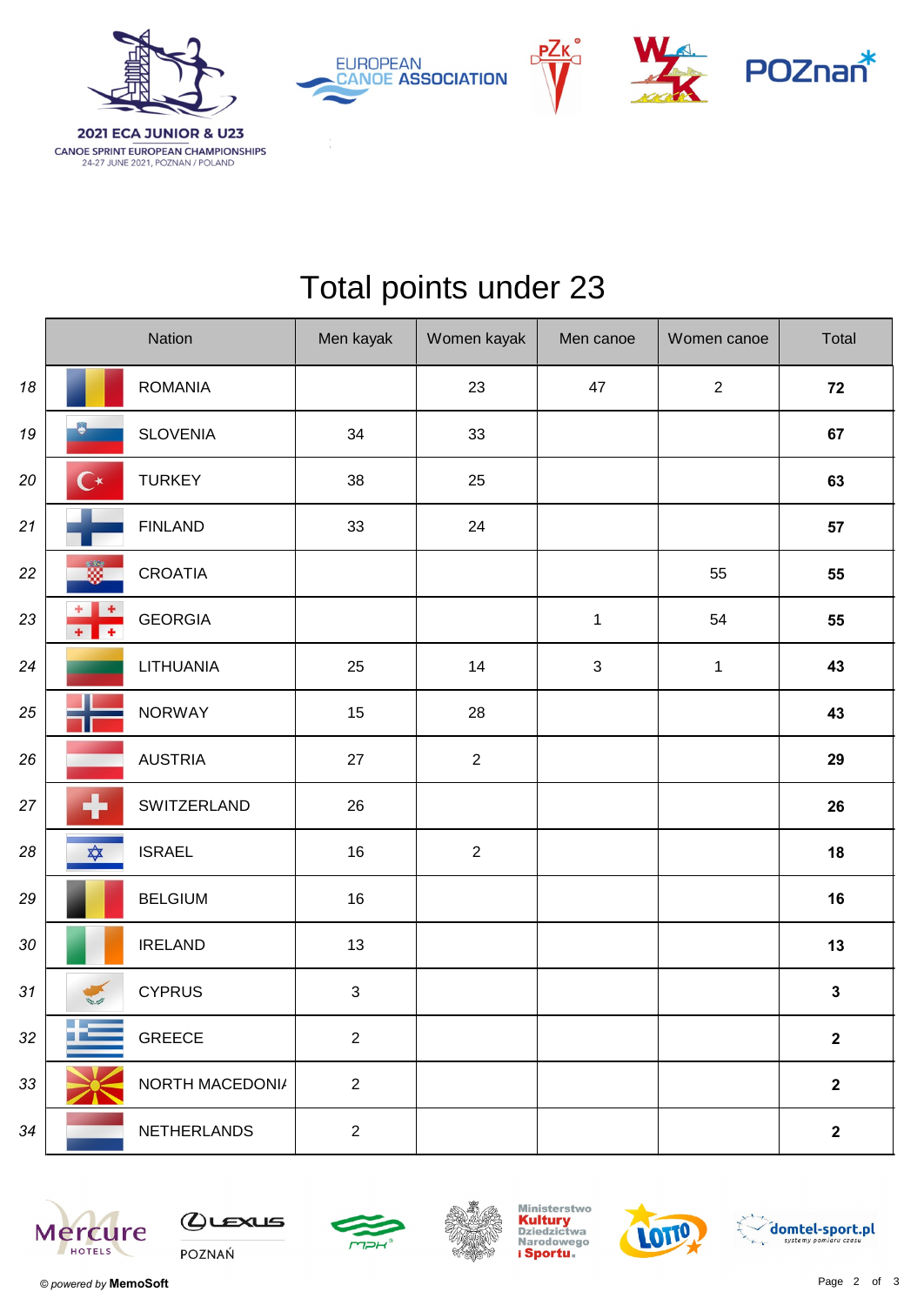2021 ECA JUNIOR & U23
CANOE SPRINT EUROPEAN CHAMPIONSHIPS
24-27 JUNE 2021, POZNAN / POLAND

# Total points under 23

| | Nation | Men kayak | Women kayak | Men canoe | Women canoe | Total |
|---|---|---|---|---|---|---|
| 18 | ROMANIA | | 23 | 47 | 2 | **72** |
| 19 | SLOVENIA | 34 | 33 | | | **67** |
| 20 | TURKEY | 38 | 25 | | | **63** |
| 21 | FINLAND | 33 | 24 | | | **57** |
| 22 | CROATIA | | | | 55 | **55** |
| 23 | GEORGIA | | | 1 | 54 | **55** |
| 24 | LITHUANIA | 25 | 14 | 3 | 1 | **43** |
| 25 | NORWAY | 15 | 28 | | | **43** |
| 26 | AUSTRIA | 27 | 2 | | | **29** |
| 27 | SWITZERLAND | 26 | | | | **26** |
| 28 | ISRAEL | 16 | 2 | | | **18** |
| 29 | BELGIUM | 16 | | | | **16** |
| 30 | IRELAND | 13 | | | | **13** |
| 31 | CYPRUS | 3 | | | | **3** |
| 32 | GREECE | 2 | | | | **2** |
| 33 | NORTH MACEDONI/ | 2 | | | | **2** |
| 34 | NETHERLANDS | 2 | | | | **2** |

© *powered by* **MemoSoft**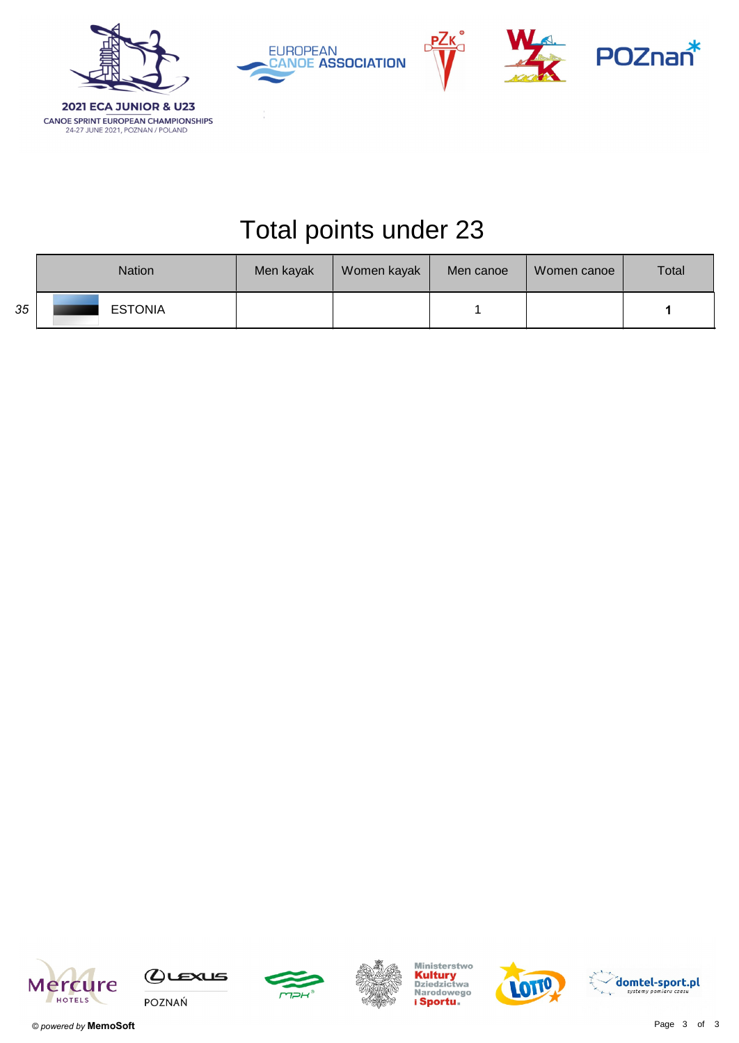# Total points under 23

| | Nation | Men kayak | Women kayak | Men canoe | Women canoe | Total |
|---|---|---|---|---|---|---|
| *35* | ESTONIA | | | 1 | | **1** |